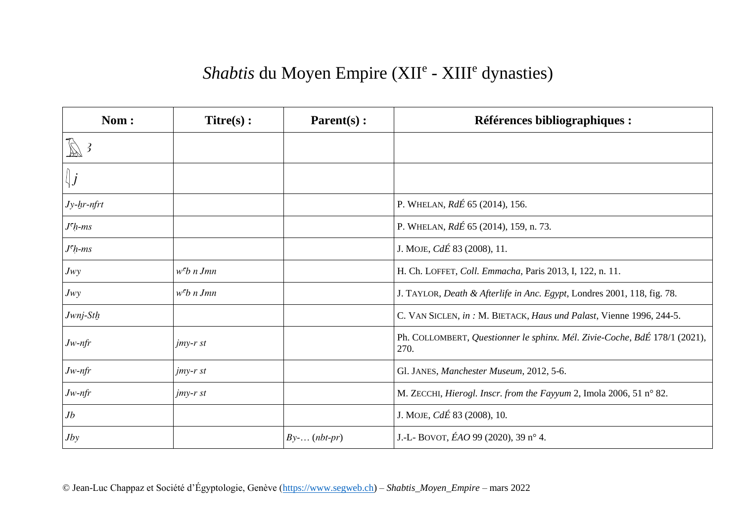# *Shabtis* du Moyen Empire (XIIe - XIIIe dynasties)

| Nom : | Titre(s) : | Parent(s) : | Références bibliographiques : |
|---|---|---|---|
| *ꜣ* | | | |
| *j* | | | |
| *Jy-ḫr-nfrt* | | | P. WHELAN, *RdÉ* 65 (2014), 156. |
| *Jꜥḥ-ms* | | | P. WHELAN, *RdÉ* 65 (2014), 159, n. 73. |
| *Jꜥḥ-ms* | | | J. MOJE, *CdÉ* 83 (2008), 11. |
| *Jwy* | *wꜥb n Jmn* | | H. Ch. LOFFET, *Coll. Emmacha*, Paris 2013, I, 122, n. 11. |
| *Jwy* | *wꜥb n Jmn* | | J. TAYLOR, *Death & Afterlife in Anc. Egypt*, Londres 2001, 118, fig. 78. |
| *Jwnj-Stḫ* | | | C. VAN SICLEN, *in :* M. BIETACK, *Haus und Palast*, Vienne 1996, 244-5. |
| *Jw-nfr* | *jmy-r st* | | Ph. COLLOMBERT, *Questionner le sphinx. Mél. Zivie-Coche*, *BdÉ* 178/1 (2021), 270. |
| *Jw-nfr* | *jmy-r st* | | Gl. JANES, *Manchester Museum*, 2012, 5-6. |
| *Jw-nfr* | *jmy-r st* | | M. ZECCHI, *Hierogl. Inscr. from the Fayyum* 2, Imola 2006, 51 n° 82. |
| *Jb* | | | J. MOJE, *CdÉ* 83 (2008), 10. |
| *Jby* | | *By-*… (*nbt-pr*) | J.-L- BOVOT, *ÉAO* 99 (2020), 39 n° 4. |

© Jean-Luc Chappaz et Société d'Égyptologie, Genève (https://www.segweb.ch) – *Shabtis_Moyen_Empire* – mars 2022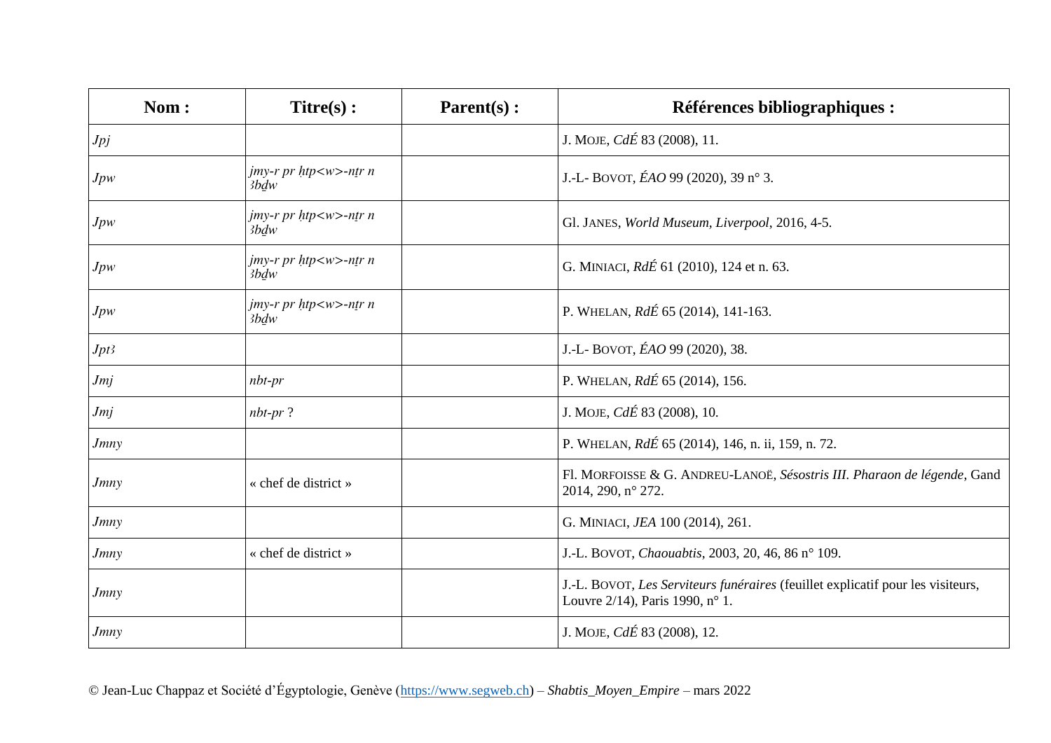| Nom : | Titre(s) : | Parent(s) : | Références bibliographiques : |
|---|---|---|---|
| *Jpj* | | | J. MOJE, *CdÉ* 83 (2008), 11. |
| *Jpw* | *jmy-r pr ḥtp<w>-nṯr n 3bḏw* | | J.-L- BOVOT, *ÉAO* 99 (2020), 39 n° 3. |
| *Jpw* | *jmy-r pr ḥtp<w>-nṯr n 3bḏw* | | Gl. JANES, *World Museum, Liverpool*, 2016, 4-5. |
| *Jpw* | *jmy-r pr ḥtp<w>-nṯr n 3bḏw* | | G. MINIACI, *RdÉ* 61 (2010), 124 et n. 63. |
| *Jpw* | *jmy-r pr ḥtp<w>-nṯr n 3bḏw* | | P. WHELAN, *RdÉ* 65 (2014), 141-163. |
| *Jpt3* | | | J.-L- BOVOT, *ÉAO* 99 (2020), 38. |
| *Jmj* | *nbt-pr* | | P. WHELAN, *RdÉ* 65 (2014), 156. |
| *Jmj* | *nbt-pr* ? | | J. MOJE, *CdÉ* 83 (2008), 10. |
| *Jmny* | | | P. WHELAN, *RdÉ* 65 (2014), 146, n. ii, 159, n. 72. |
| *Jmny* | « chef de district » | | Fl. MORFOISSE & G. ANDREU-LANOË, *Sésostris III. Pharaon de légende*, Gand 2014, 290, n° 272. |
| *Jmny* | | | G. MINIACI, *JEA* 100 (2014), 261. |
| *Jmny* | « chef de district » | | J.-L. BOVOT, *Chaouabtis*, 2003, 20, 46, 86 n° 109. |
| *Jmny* | | | J.-L. BOVOT, *Les Serviteurs funéraires* (feuillet explicatif pour les visiteurs, Louvre 2/14), Paris 1990, n° 1. |
| *Jmny* | | | J. MOJE, *CdÉ* 83 (2008), 12. |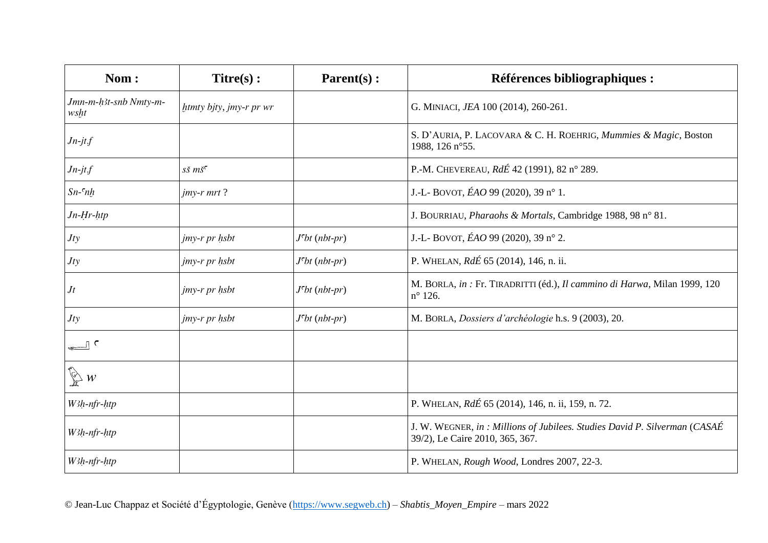| Nom : | Titre(s) : | Parent(s) : | Références bibliographiques : |
|---|---|---|---|
| *Jmn-m-ḥ3t-snb Nmty-m-wsḫt* | *ḥtmty bjty*, *jmy-r pr wr* | | G. MINIACI, *JEA* 100 (2014), 260-261. |
| *Jn-jt.f* | | | S. D'AURIA, P. LACOVARA & C. H. ROEHRIG, *Mummies & Magic*, Boston 1988, 126 n°55. |
| *Jn-jt.f* | *sš mšʿ* | | P.-M. CHEVEREAU, *RdÉ* 42 (1991), 82 n° 289. |
| *Sn-ʿnḫ* | *jmy-r mrt* ? | | J.-L- BOVOT, *ÉAO* 99 (2020), 39 n° 1. |
| *Jn-Ḥr-ḥtp* | | | J. BOURRIAU, *Pharaohs & Mortals*, Cambridge 1988, 98 n° 81. |
| *Jty* | *jmy-r pr ḥsbt* | *Jʿbt* (*nbt-pr*) | J.-L- BOVOT, *ÉAO* 99 (2020), 39 n° 2. |
| *Jty* | *jmy-r pr ḥsbt* | *Jʿbt* (*nbt-pr*) | P. WHELAN, *RdÉ* 65 (2014), 146, n. ii. |
| *Jt* | *jmy-r pr ḥsbt* | *Jʿbt* (*nbt-pr*) | M. BORLA, *in :* Fr. TIRADRITTI (éd.), *Il cammino di Harwa*, Milan 1999, 120 n° 126. |
| *Jty* | *jmy-r pr ḥsbt* | *Jʿbt* (*nbt-pr*) | M. BORLA, *Dossiers d'archéologie* h.s. 9 (2003), 20. |
| ʿ | | | |
| *w* | | | |
| *W3ḥ-nfr-ḥtp* | | | P. WHELAN, *RdÉ* 65 (2014), 146, n. ii, 159, n. 72. |
| *W3ḥ-nfr-ḥtp* | | | J. W. WEGNER, *in : Millions of Jubilees. Studies David P. Silverman* (*CASAÉ* 39/2), Le Caire 2010, 365, 367. |
| *W3ḥ-nfr-ḥtp* | | | P. WHELAN, *Rough Wood*, Londres 2007, 22-3. |

© Jean-Luc Chappaz et Société d'Égyptologie, Genève (https://www.segweb.ch) – *Shabtis_Moyen_Empire* – mars 2022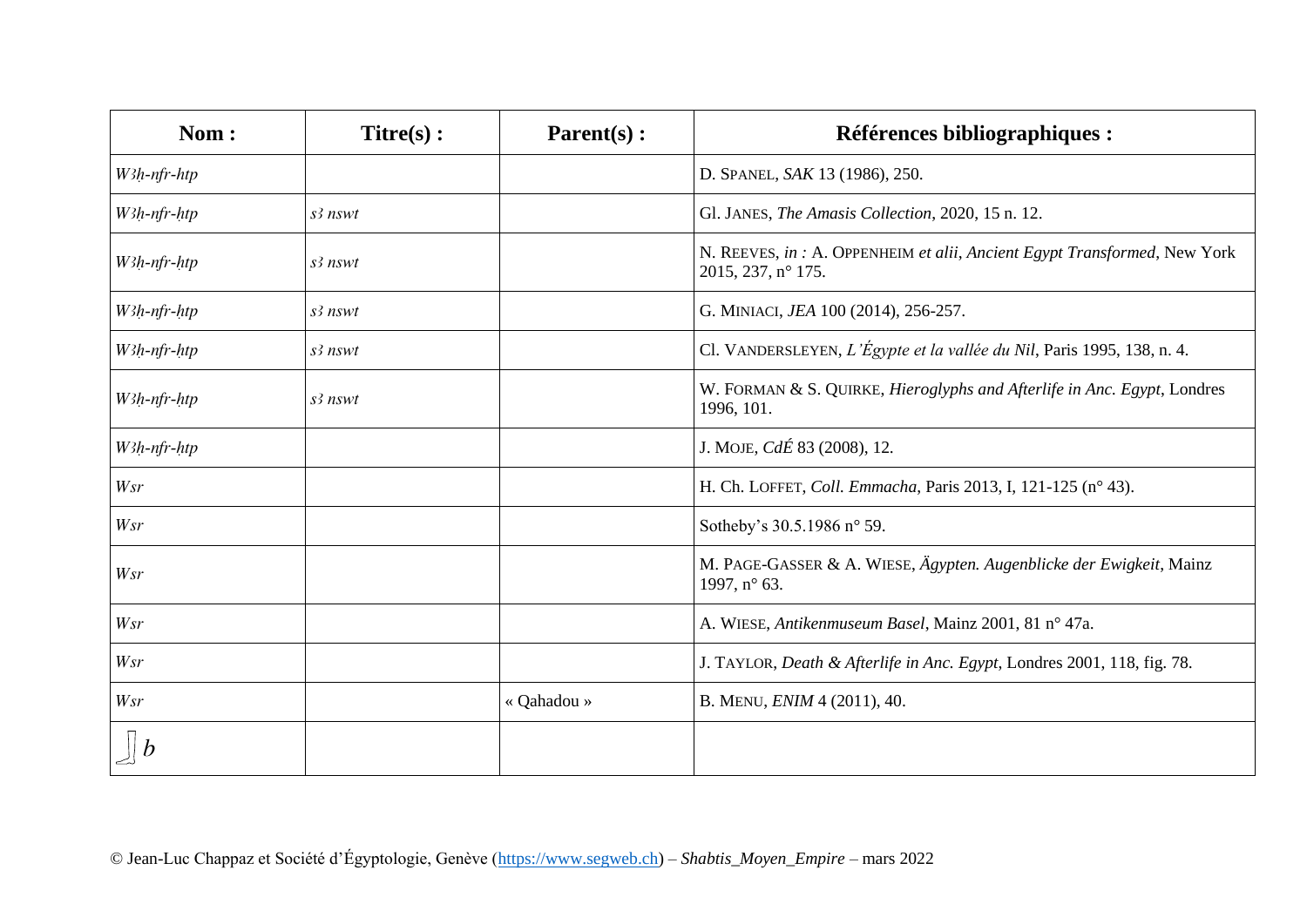| Nom : | Titre(s) : | Parent(s) : | Références bibliographiques : |
|---|---|---|---|
| *W3ḥ-nfr-htp* | | | D. SPANEL, *SAK* 13 (1986), 250. |
| *W3ḥ-nfr-ḥtp* | *s3 nswt* | | Gl. JANES, *The Amasis Collection*, 2020, 15 n. 12. |
| *W3ḥ-nfr-ḥtp* | *s3 nswt* | | N. REEVES, *in :* A. OPPENHEIM *et alii*, *Ancient Egypt Transformed*, New York 2015, 237, n° 175. |
| *W3ḥ-nfr-ḥtp* | *s3 nswt* | | G. MINIACI, *JEA* 100 (2014), 256-257. |
| *W3ḥ-nfr-ḥtp* | *s3 nswt* | | Cl. VANDERSLEYEN, *L'Égypte et la vallée du Nil*, Paris 1995, 138, n. 4. |
| *W3ḥ-nfr-ḥtp* | *s3 nswt* | | W. FORMAN & S. QUIRKE, *Hieroglyphs and Afterlife in Anc. Egypt*, Londres 1996, 101. |
| *W3ḥ-nfr-ḥtp* | | | J. MOJE, *CdÉ* 83 (2008), 12. |
| *Wsr* | | | H. Ch. LOFFET, *Coll. Emmacha*, Paris 2013, I, 121-125 (n° 43). |
| *Wsr* | | | Sotheby's 30.5.1986 n° 59. |
| *Wsr* | | | M. PAGE-GASSER & A. WIESE, *Ägypten. Augenblicke der Ewigkeit*, Mainz 1997, n° 63. |
| *Wsr* | | | A. WIESE, *Antikenmuseum Basel*, Mainz 2001, 81 n° 47a. |
| *Wsr* | | | J. TAYLOR, *Death & Afterlife in Anc. Egypt*, Londres 2001, 118, fig. 78. |
| *Wsr* | | « Qahadou » | B. MENU, *ENIM* 4 (2011), 40. |
| *b* | | | |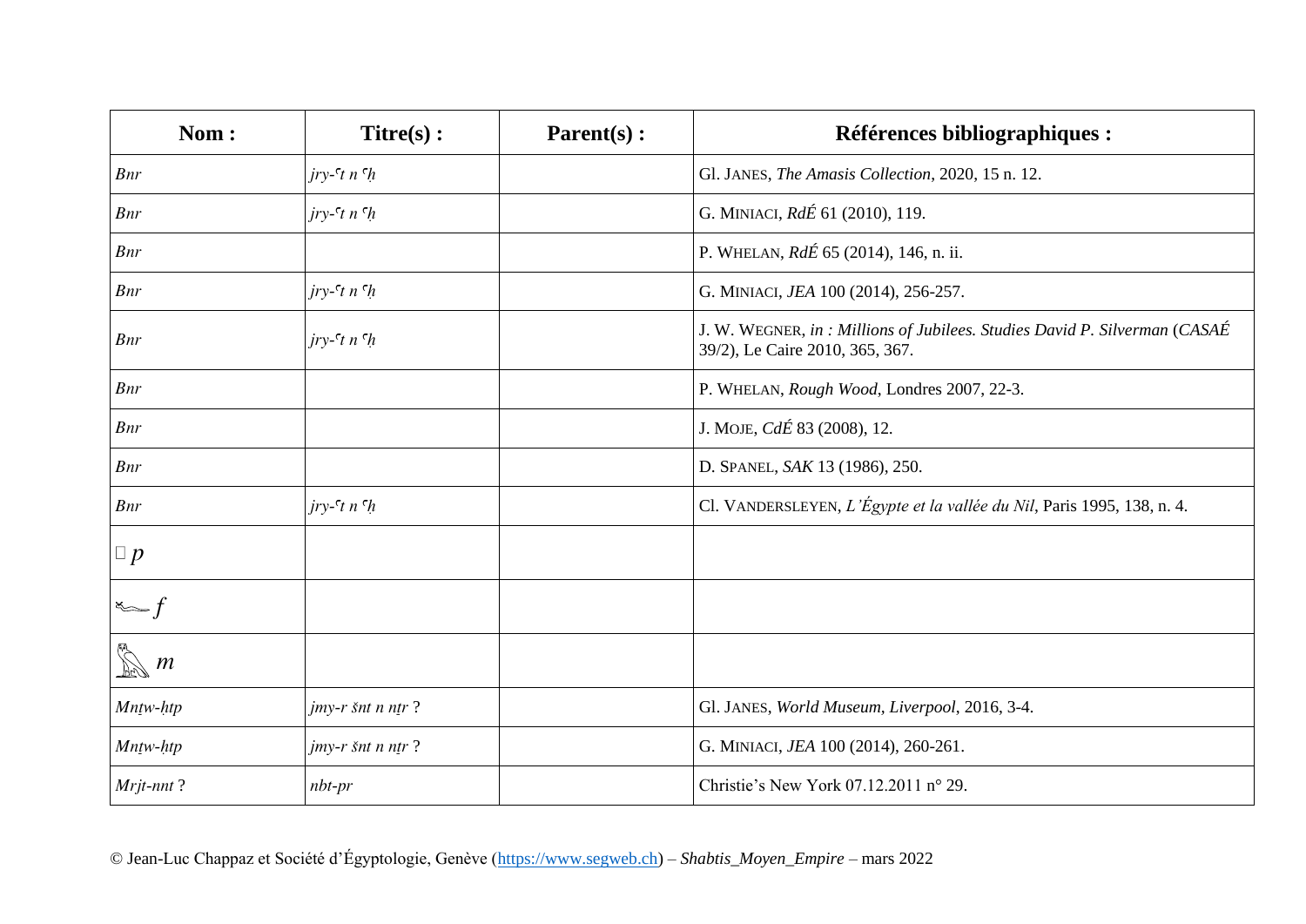| Nom : | Titre(s) : | Parent(s) : | Références bibliographiques : |
|---|---|---|---|
| *Bnr* | *jry-ʿt n ʿḥ* | | Gl. JANES, *The Amasis Collection*, 2020, 15 n. 12. |
| *Bnr* | *jry-ʿt n ʿḥ* | | G. MINIACI, *RdÉ* 61 (2010), 119. |
| *Bnr* | | | P. WHELAN, *RdÉ* 65 (2014), 146, n. ii. |
| *Bnr* | *jry-ʿt n ʿḥ* | | G. MINIACI, *JEA* 100 (2014), 256-257. |
| *Bnr* | *jry-ʿt n ʿḥ* | | J. W. WEGNER, *in : Millions of Jubilees. Studies David P. Silverman* (*CASAÉ* 39/2), Le Caire 2010, 365, 367. |
| *Bnr* | | | P. WHELAN, *Rough Wood*, Londres 2007, 22-3. |
| *Bnr* | | | J. MOJE, *CdÉ* 83 (2008), 12. |
| *Bnr* | | | D. SPANEL, *SAK* 13 (1986), 250. |
| *Bnr* | *jry-ʿt n ʿḥ* | | Cl. VANDERSLEYEN, *L'Égypte et la vallée du Nil*, Paris 1995, 138, n. 4. |
| *p* | | | |
| *f* | | | |
| *m* | | | |
| *Mnṯw-ḥtp* | *jmy-r šnt n nṯr ?* | | Gl. JANES, *World Museum, Liverpool*, 2016, 3-4. |
| *Mnṯw-ḥtp* | *jmy-r šnt n nṯr ?* | | G. MINIACI, *JEA* 100 (2014), 260-261. |
| *Mrjt-nnt* ? | *nbt-pr* | | Christie's New York 07.12.2011 n° 29. |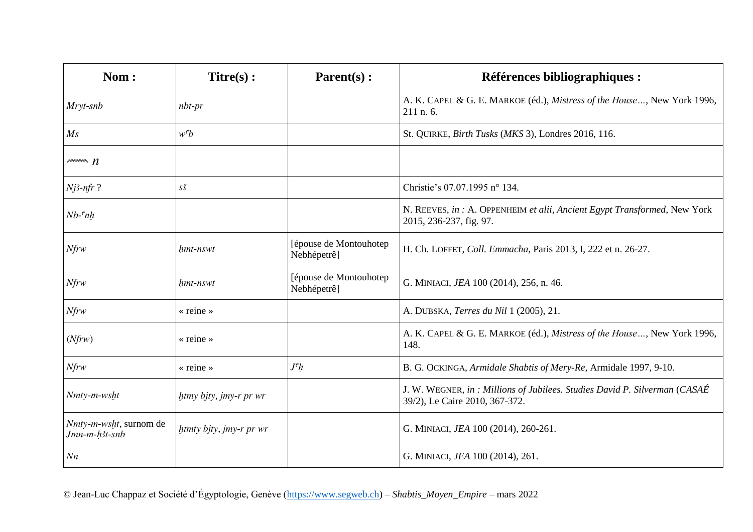| Nom : | Titre(s) : | Parent(s) : | Références bibliographiques : |
|---|---|---|---|
| *Mryt-snb* | *nbt-pr* | | A. K. CAPEL & G. E. MARKOE (éd.), *Mistress of the House…*, New York 1996, 211 n. 6. |
| *Ms* | *wꜥb* | | St. QUIRKE, *Birth Tusks* (*MKS* 3), Londres 2016, 116. |
| 𓈖 *n* | | | |
| *Njꜣ-nfr* ? | *sš* | | Christie's 07.07.1995 n° 134. |
| *Nb-ꜥnḫ* | | | N. REEVES, *in :* A. OPPENHEIM *et alii*, *Ancient Egypt Transformed*, New York 2015, 236-237, fig. 97. |
| *Nfrw* | *ḥmt-nswt* | [épouse de Montouhotep Nebhépetrê] | H. Ch. LOFFET, *Coll. Emmacha*, Paris 2013, I, 222 et n. 26-27. |
| *Nfrw* | *ḥmt-nswt* | [épouse de Montouhotep Nebhépetrê] | G. MINIACI, *JEA* 100 (2014), 256, n. 46. |
| *Nfrw* | « reine » | | A. DUBSKA, *Terres du Nil* 1 (2005), 21. |
| (*Nfrw*) | « reine » | | A. K. CAPEL & G. E. MARKOE (éd.), *Mistress of the House…*, New York 1996, 148. |
| *Nfrw* | « reine » | *Jꜥḥ* | B. G. OCKINGA, *Armidale Shabtis of Mery-Re*, Armidale 1997, 9-10. |
| *Nmty-m-wsḫt* | *ḫtmy bjty*, *jmy-r pr wr* | | J. W. WEGNER, *in : Millions of Jubilees. Studies David P. Silverman* (*CASAÉ* 39/2), Le Caire 2010, 367-372. |
| *Nmty-m-wsḫt*, surnom de *Jmn-m-ḥꜣt-snb* | *ḫtmty bjty*, *jmy-r pr wr* | | G. MINIACI, *JEA* 100 (2014), 260-261. |
| *Nn* | | | G. MINIACI, *JEA* 100 (2014), 261. |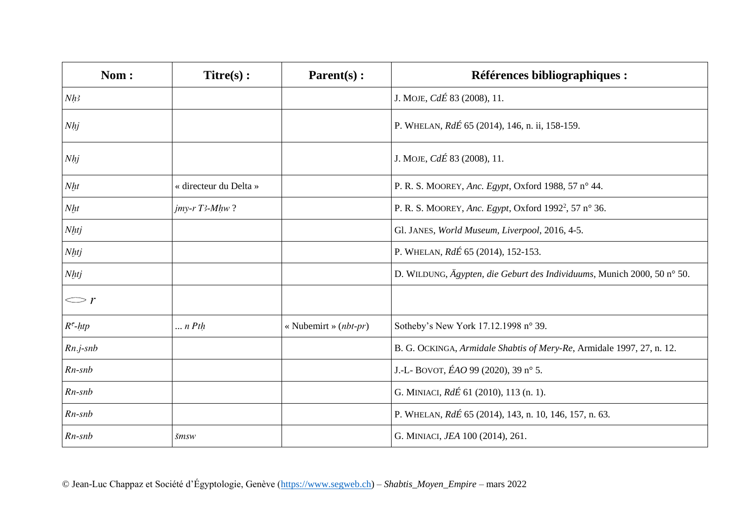| Nom : | Titre(s) : | Parent(s) : | Références bibliographiques : |
|---|---|---|---|
| *Nḥꜣ* | | | J. Moje, *CdÉ* 83 (2008), 11. |
| *Nḥj* | | | P. Whelan, *RdÉ* 65 (2014), 146, n. ii, 158-159. |
| *Nḥj* | | | J. Moje, *CdÉ* 83 (2008), 11. |
| *Nḫt* | « directeur du Delta » | | P. R. S. Moorey, *Anc. Egypt*, Oxford 1988, 57 n° 44. |
| *Nḫt* | *jmy-r Tꜣ-Mḥw* ? | | P. R. S. Moorey, *Anc. Egypt*, Oxford 1992², 57 n° 36. |
| *Nḫtj* | | | Gl. Janes, *World Museum, Liverpool*, 2016, 4-5. |
| *Nḫtj* | | | P. Whelan, *RdÉ* 65 (2014), 152-153. |
| *Nḫtj* | | | D. Wildung, *Ägypten, die Geburt des Individuums*, Munich 2000, 50 n° 50. |
| 𓂋 *r* | | | |
| *Rꜥ-ḥtp* | … *n Ptḥ* | « Nubemirt » (*nbt-pr*) | Sotheby's New York 17.12.1998 n° 39. |
| *Rn.j-snb* | | | B. G. Ockinga, *Armidale Shabtis of Mery-Re*, Armidale 1997, 27, n. 12. |
| *Rn-snb* | | | J.-L- Bovot, *ÉAO* 99 (2020), 39 n° 5. |
| *Rn-snb* | | | G. Miniaci, *RdÉ* 61 (2010), 113 (n. 1). |
| *Rn-snb* | | | P. Whelan, *RdÉ* 65 (2014), 143, n. 10, 146, 157, n. 63. |
| *Rn-snb* | *šmsw* | | G. Miniaci, *JEA* 100 (2014), 261. |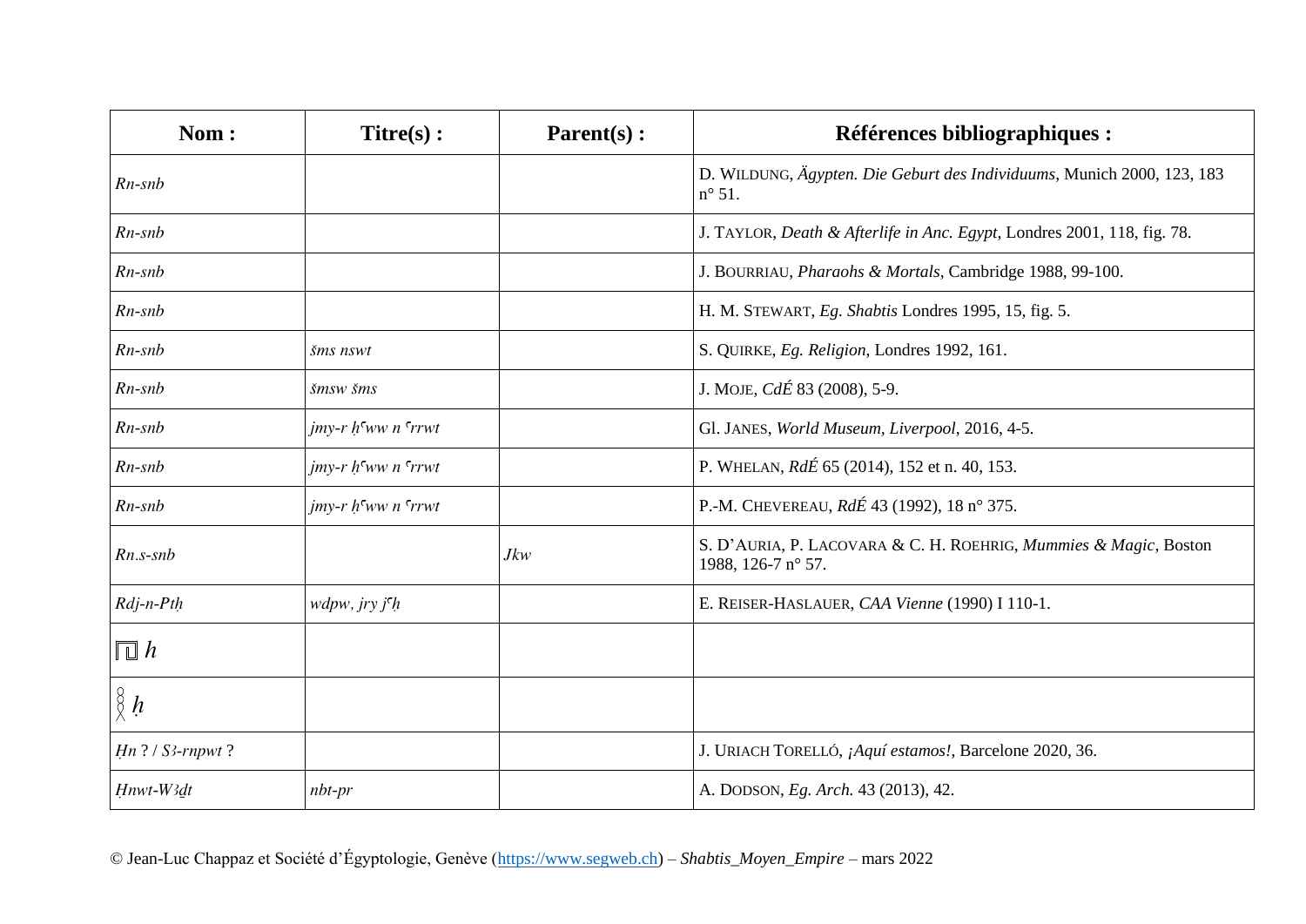| Nom : | Titre(s) : | Parent(s) : | Références bibliographiques : |
|---|---|---|---|
| *Rn-snb* | | | D. WILDUNG, *Ägypten. Die Geburt des Individuums*, Munich 2000, 123, 183 n° 51. |
| *Rn-snb* | | | J. TAYLOR, *Death & Afterlife in Anc. Egypt*, Londres 2001, 118, fig. 78. |
| *Rn-snb* | | | J. BOURRIAU, *Pharaohs & Mortals*, Cambridge 1988, 99-100. |
| *Rn-snb* | | | H. M. STEWART, *Eg. Shabtis* Londres 1995, 15, fig. 5. |
| *Rn-snb* | *šms nswt* | | S. QUIRKE, *Eg. Religion*, Londres 1992, 161. |
| *Rn-snb* | *šmsw šms* | | J. MOJE, *CdÉ* 83 (2008), 5-9. |
| *Rn-snb* | *jmy-r ḥꜥww n ꜥrrwt* | | Gl. JANES, *World Museum, Liverpool*, 2016, 4-5. |
| *Rn-snb* | *jmy-r ḥꜥww n ꜥrrwt* | | P. WHELAN, *RdÉ* 65 (2014), 152 et n. 40, 153. |
| *Rn-snb* | *jmy-r ḥꜥww n ꜥrrwt* | | P.-M. CHEVEREAU, *RdÉ* 43 (1992), 18 n° 375. |
| *Rn.s-snb* | | *Jkw* | S. D'AURIA, P. LACOVARA & C. H. ROEHRIG, *Mummies & Magic*, Boston 1988, 126-7 n° 57. |
| *Rdj-n-Ptḥ* | *wdpw, jry jꜥḥ* | | E. REISER-HASLAUER, *CAA Vienne* (1990) I 110-1. |
| 𓉔 *h* | | | |
| 𓎛 *ḥ* | | | |
| *Ḥn* ? / *Sꜣ-rnpwt* ? | | | J. URIACH TORELLÓ, *¡Aquí estamos!*, Barcelone 2020, 36. |
| *Ḥnwt-Wꜣḏt* | *nbt-pr* | | A. DODSON, *Eg. Arch.* 43 (2013), 42. |

© Jean-Luc Chappaz et Société d'Égyptologie, Genève (https://www.segweb.ch) – *Shabtis_Moyen_Empire* – mars 2022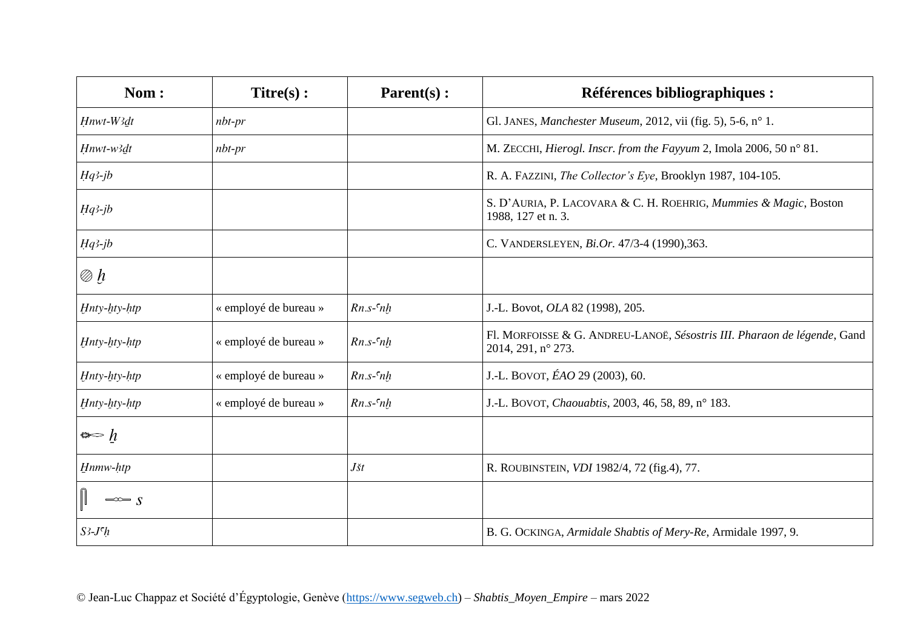| Nom : | Titre(s) : | Parent(s) : | Références bibliographiques : |
|---|---|---|---|
| *Ḥnwt-W3ḏt* | *nbt-pr* | | Gl. JANES, *Manchester Museum*, 2012, vii (fig. 5), 5-6, n° 1. |
| *Ḥnwt-w3ḏt* | *nbt-pr* | | M. ZECCHI, *Hierogl. Inscr. from the Fayyum* 2, Imola 2006, 50 n° 81. |
| *Ḥq3-jb* | | | R. A. FAZZINI, *The Collector's Eye*, Brooklyn 1987, 104-105. |
| *Ḥq3-jb* | | | S. D'AURIA, P. LACOVARA & C. H. ROEHRIG, *Mummies & Magic*, Boston 1988, 127 et n. 3. |
| *Ḥq3-jb* | | | C. VANDERSLEYEN, *Bi.Or.* 47/3-4 (1990),363. |
| *ḫ* | | | |
| *Ḫnty-ḫty-ḥtp* | « employé de bureau » | *Rn.s-ʿnḫ* | J.-L. Bovot, *OLA* 82 (1998), 205. |
| *Ḫnty-ḫty-ḥtp* | « employé de bureau » | *Rn.s-ʿnḫ* | Fl. MORFOISSE & G. ANDREU-LANOË, *Sésostris III. Pharaon de légende*, Gand 2014, 291, n° 273. |
| *Ḫnty-ḫty-ḥtp* | « employé de bureau » | *Rn.s-ʿnḫ* | J.-L. BOVOT, *ÉAO* 29 (2003), 60. |
| *Ḫnty-ḫty-ḥtp* | « employé de bureau » | *Rn.s-ʿnḫ* | J.-L. BOVOT, *Chaouabtis*, 2003, 46, 58, 89, n° 183. |
| *ẖ* | | | |
| *H̱nmw-ḥtp* | | *Jšt* | R. ROUBINSTEIN, *VDI* 1982/4, 72 (fig.4), 77. |
| *s* | | | |
| *S3-Jʿḥ* | | | B. G. OCKINGA, *Armidale Shabtis of Mery-Re*, Armidale 1997, 9. |

© Jean-Luc Chappaz et Société d'Égyptologie, Genève (https://www.segweb.ch) – *Shabtis_Moyen_Empire* – mars 2022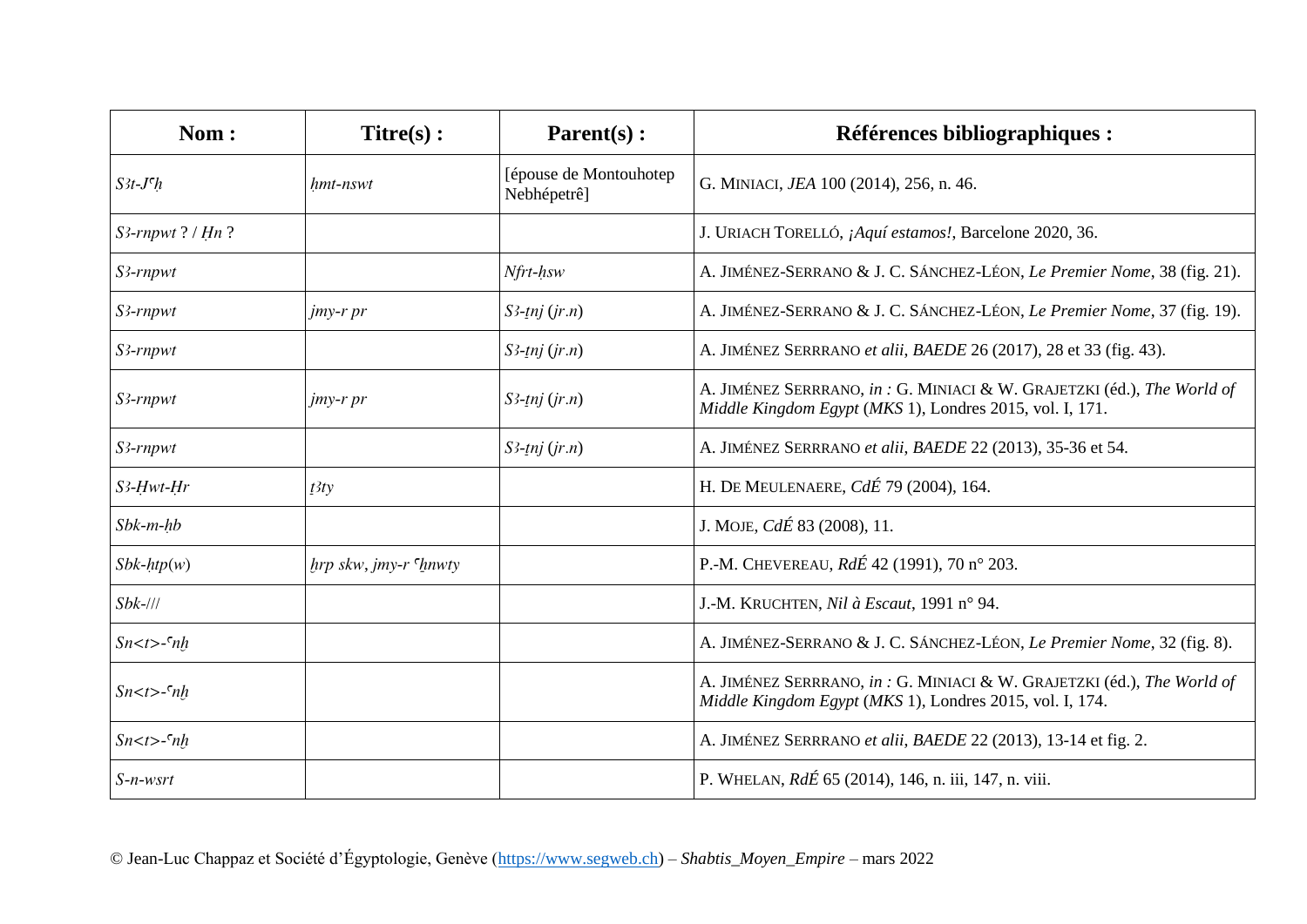| Nom : | Titre(s) : | Parent(s) : | Références bibliographiques : |
|---|---|---|---|
| *Sꜣt-Jꜥḥ* | *ḥmt-nswt* | [épouse de Montouhotep Nebhépetrê] | G. MINIACI, *JEA* 100 (2014), 256, n. 46. |
| *Sꜣ-rnpwt* ? / *Ḥn* ? | | | J. URIACH TORELLÓ, *¡Aquí estamos!*, Barcelone 2020, 36. |
| *Sꜣ-rnpwt* | | *Nfrt-ḥsw* | A. JIMÉNEZ-SERRANO & J. C. SÁNCHEZ-LÉON, *Le Premier Nome*, 38 (fig. 21). |
| *Sꜣ-rnpwt* | *jmy-r pr* | *Sꜣ-ṯnj* (*jr.n*) | A. JIMÉNEZ-SERRANO & J. C. SÁNCHEZ-LÉON, *Le Premier Nome*, 37 (fig. 19). |
| *Sꜣ-rnpwt* | | *Sꜣ-ṯnj* (*jr.n*) | A. JIMÉNEZ SERRRANO *et alii*, *BAEDE* 26 (2017), 28 et 33 (fig. 43). |
| *Sꜣ-rnpwt* | *jmy-r pr* | *Sꜣ-ṯnj* (*jr.n*) | A. JIMÉNEZ SERRRANO, *in :* G. MINIACI & W. GRAJETZKI (éd.), *The World of Middle Kingdom Egypt* (*MKS* 1), Londres 2015, vol. I, 171. |
| *Sꜣ-rnpwt* | | *Sꜣ-ṯnj* (*jr.n*) | A. JIMÉNEZ SERRRANO *et alii*, *BAEDE* 22 (2013), 35-36 et 54. |
| *Sꜣ-Ḥwt-Ḥr* | *ṯꜣty* | | H. DE MEULENAERE, *CdÉ* 79 (2004), 164. |
| *Sbk-m-ḥb* | | | J. MOJE, *CdÉ* 83 (2008), 11. |
| *Sbk-ḥtp*(*w*) | *ẖrp skw*, *jmy-r ꜥḫnwty* | | P.-M. CHEVEREAU, *RdÉ* 42 (1991), 70 n° 203. |
| *Sbk-///* | | | J.-M. KRUCHTEN, *Nil à Escaut*, 1991 n° 94. |
| *Sn<t>-ꜥnḫ* | | | A. JIMÉNEZ-SERRANO & J. C. SÁNCHEZ-LÉON, *Le Premier Nome*, 32 (fig. 8). |
| *Sn<t>-ꜥnḫ* | | | A. JIMÉNEZ SERRRANO, *in :* G. MINIACI & W. GRAJETZKI (éd.), *The World of Middle Kingdom Egypt* (*MKS* 1), Londres 2015, vol. I, 174. |
| *Sn<t>-ꜥnḫ* | | | A. JIMÉNEZ SERRRANO *et alii*, *BAEDE* 22 (2013), 13-14 et fig. 2. |
| *S-n-wsrt* | | | P. WHELAN, *RdÉ* 65 (2014), 146, n. iii, 147, n. viii. |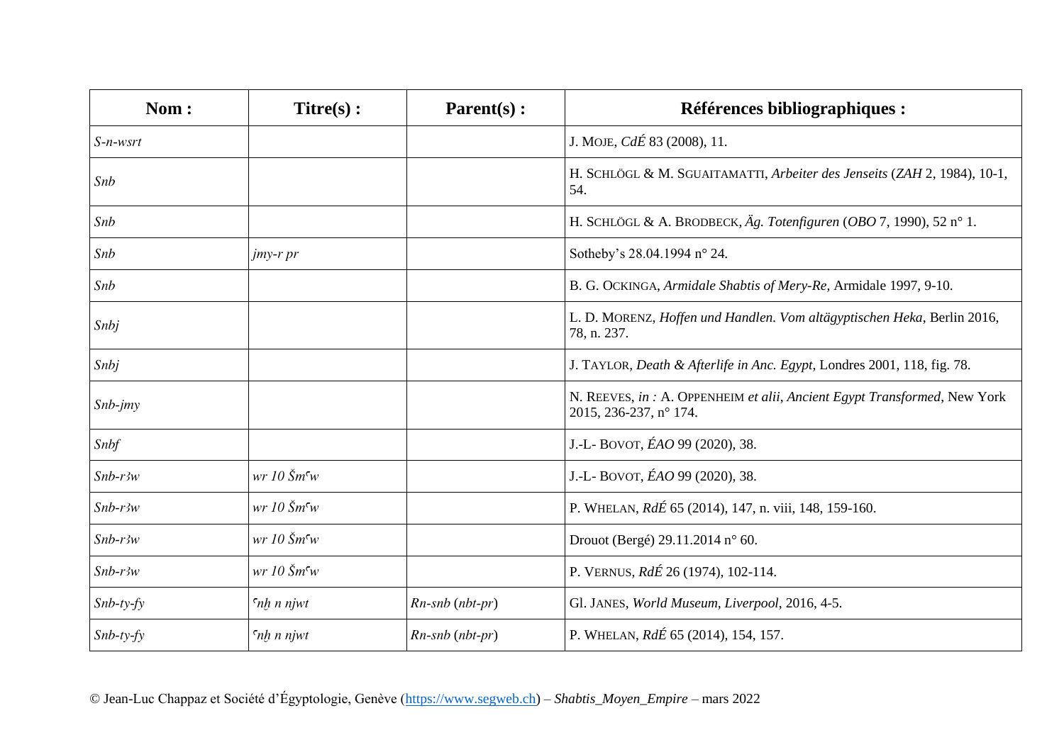| **Nom :** | **Titre(s) :** | **Parent(s) :** | **Références bibliographiques :** |
|---|---|---|---|
| *S-n-wsrt* | | | J. MOJE, *CdÉ* 83 (2008), 11. |
| *Snb* | | | H. SCHLÖGL & M. SGUAITAMATTI, *Arbeiter des Jenseits* (*ZAH* 2, 1984), 10-1, 54. |
| *Snb* | | | H. SCHLÖGL & A. BRODBECK, *Äg. Totenfiguren* (*OBO* 7, 1990), 52 n° 1. |
| *Snb* | *jmy-r pr* | | Sotheby's 28.04.1994 n° 24. |
| *Snb* | | | B. G. OCKINGA, *Armidale Shabtis of Mery-Re*, Armidale 1997, 9-10. |
| *Snbj* | | | L. D. MORENZ, *Hoffen und Handlen. Vom altägyptischen Heka*, Berlin 2016, 78, n. 237. |
| *Snbj* | | | J. TAYLOR, *Death & Afterlife in Anc. Egypt*, Londres 2001, 118, fig. 78. |
| *Snb-jmy* | | | N. REEVES, *in :* A. OPPENHEIM *et alii*, *Ancient Egypt Transformed*, New York 2015, 236-237, n° 174. |
| *Snbf* | | | J.-L- BOVOT, *ÉAO* 99 (2020), 38. |
| *Snb-rꜣw* | *wr 10 Šmꜥw* | | J.-L- BOVOT, *ÉAO* 99 (2020), 38. |
| *Snb-rꜣw* | *wr 10 Šmꜥw* | | P. WHELAN, *RdÉ* 65 (2014), 147, n. viii, 148, 159-160. |
| *Snb-rꜣw* | *wr 10 Šmꜥw* | | Drouot (Bergé) 29.11.2014 n° 60. |
| *Snb-rꜣw* | *wr 10 Šmꜥw* | | P. VERNUS, *RdÉ* 26 (1974), 102-114. |
| *Snb-ty-fy* | *ꜥnḫ n njwt* | *Rn-snb* (*nbt-pr*) | Gl. JANES, *World Museum, Liverpool*, 2016, 4-5. |
| *Snb-ty-fy* | *ꜥnḫ n njwt* | *Rn-snb* (*nbt-pr*) | P. WHELAN, *RdÉ* 65 (2014), 154, 157. |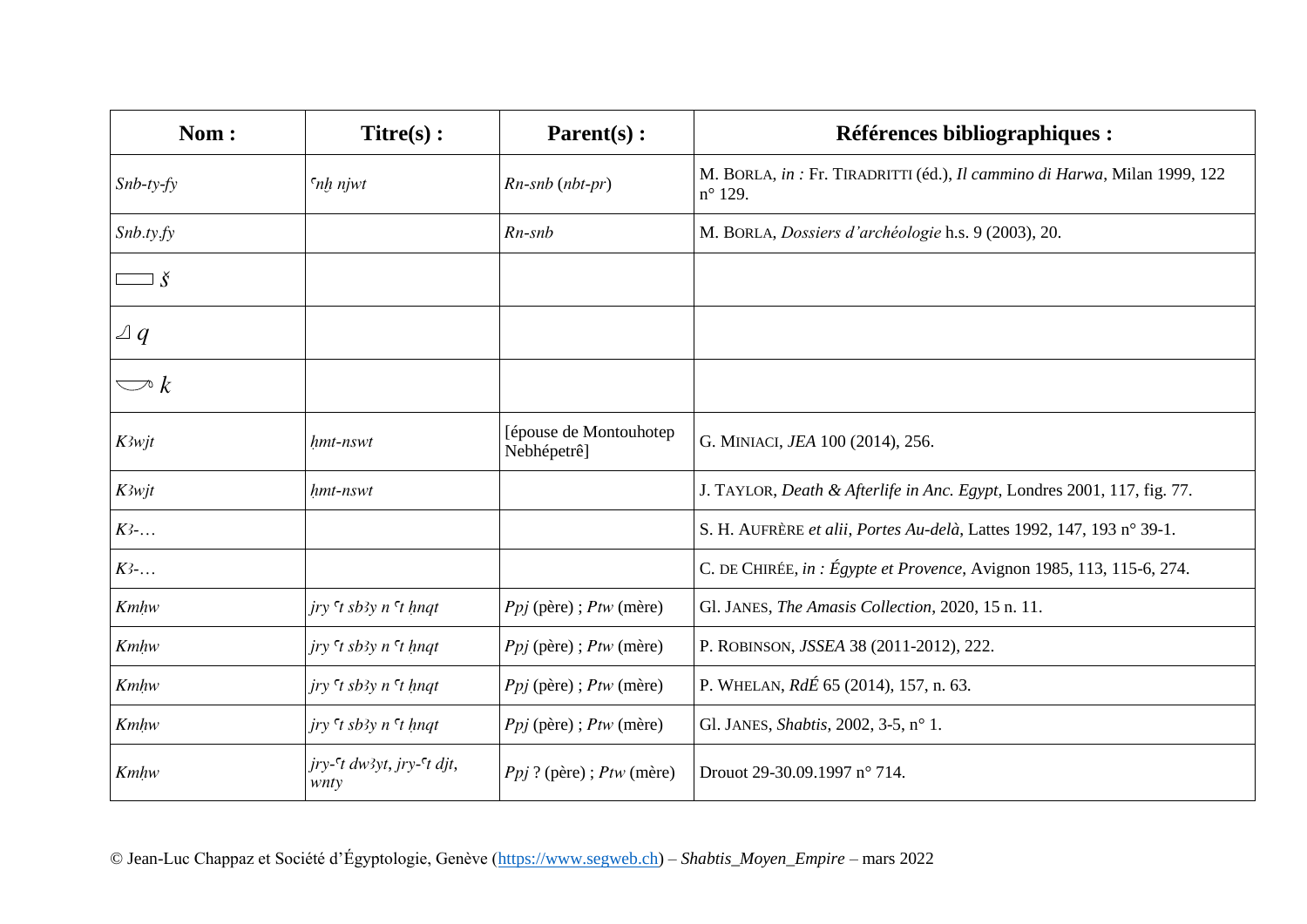| Nom : | Titre(s) : | Parent(s) : | Références bibliographiques : |
| --- | --- | --- | --- |
| *Snb-ty-fy* | *ꜥnḫ njwt* | *Rn-snb* (*nbt-pr*) | M. BORLA, *in :* Fr. TIRADRITTI (éd.), *Il cammino di Harwa*, Milan 1999, 122 n° 129. |
| *Snb.ty.fy* | | *Rn-snb* | M. BORLA, *Dossiers d'archéologie* h.s. 9 (2003), 20. |
| ▭ *š* | | | |
| ◺ *q* | | | |
| *k* | | | |
| *Kꜣwjt* | *ḥmt-nswt* | [épouse de Montouhotep Nebhépetrê] | G. MINIACI, *JEA* 100 (2014), 256. |
| *Kꜣwjt* | *ḥmt-nswt* | | J. TAYLOR, *Death & Afterlife in Anc. Egypt*, Londres 2001, 117, fig. 77. |
| *Kꜣ-…* | | | S. H. AUFRÈRE *et alii*, *Portes Au-delà*, Lattes 1992, 147, 193 n° 39-1. |
| *Kꜣ-…* | | | C. DE CHIRÉE, *in : Égypte et Provence*, Avignon 1985, 113, 115-6, 274. |
| *Kmḥw* | *jry ꜥt sbꜣy n ꜥt ḥnqt* | *Ppj* (père) ; *Ptw* (mère) | Gl. JANES, *The Amasis Collection*, 2020, 15 n. 11. |
| *Kmḥw* | *jry ꜥt sbꜣy n ꜥt ḥnqt* | *Ppj* (père) ; *Ptw* (mère) | P. ROBINSON, *JSSEA* 38 (2011-2012), 222. |
| *Kmḥw* | *jry ꜥt sbꜣy n ꜥt ḥnqt* | *Ppj* (père) ; *Ptw* (mère) | P. WHELAN, *RdÉ* 65 (2014), 157, n. 63. |
| *Kmḥw* | *jry ꜥt sbꜣy n ꜥt ḥnqt* | *Ppj* (père) ; *Ptw* (mère) | Gl. JANES, *Shabtis*, 2002, 3-5, n° 1. |
| *Kmḥw* | *jry-ꜥt dwꜣyt*, *jry-ꜥt djt*, *wnty* | *Ppj* ? (père) ; *Ptw* (mère) | Drouot 29-30.09.1997 n° 714. |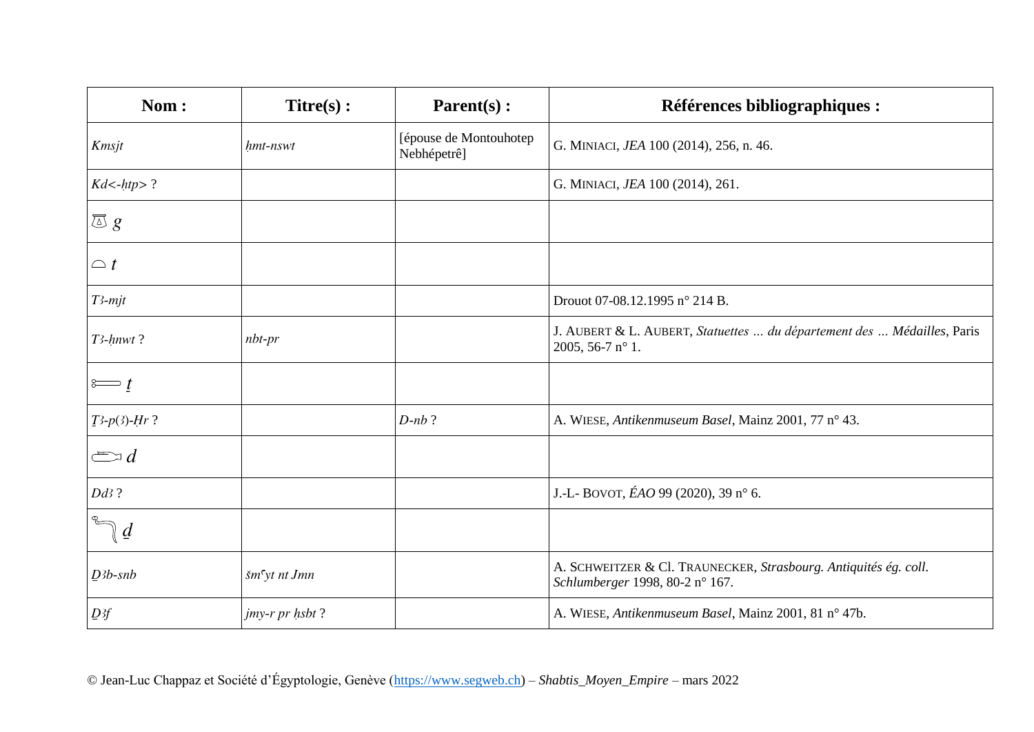| Nom : | Titre(s) : | Parent(s) : | Références bibliographiques : |
|---|---|---|---|
| *Kmsjt* | *ḥmt-nswt* | [épouse de Montouhotep Nebhépetrê] | G. MINIACI, *JEA* 100 (2014), 256, n. 46. |
| *Kd<-ḥtp>* ? | | | G. MINIACI, *JEA* 100 (2014), 261. |
| *g* | | | |
| *t* | | | |
| *Tȝ-mjt* | | | Drouot 07-08.12.1995 n° 214 B. |
| *Tȝ-ḥnwt* ? | *nbt-pr* | | J. AUBERT & L. AUBERT, *Statuettes … du département des … Médailles*, Paris 2005, 56-7 n° 1. |
| *ṯ* | | | |
| *Ṯȝ-p(ȝ)-Ḥr* ? | | *D-nb* ? | A. WIESE, *Antikenmuseum Basel*, Mainz 2001, 77 n° 43. |
| *d* | | | |
| *Ddȝ* ? | | | J.-L- BOVOT, *ÉAO* 99 (2020), 39 n° 6. |
| *ḏ* | | | |
| *Ḏȝb-snb* | *šmꜥyt nt Jmn* | | A. SCHWEITZER & Cl. TRAUNECKER, *Strasbourg. Antiquités ég. coll. Schlumberger* 1998, 80-2 n° 167. |
| *Ḏȝf* | *jmy-r pr ḥsbt* ? | | A. WIESE, *Antikenmuseum Basel*, Mainz 2001, 81 n° 47b. |

© Jean-Luc Chappaz et Société d'Égyptologie, Genève (https://www.segweb.ch) – *Shabtis_Moyen_Empire* – mars 2022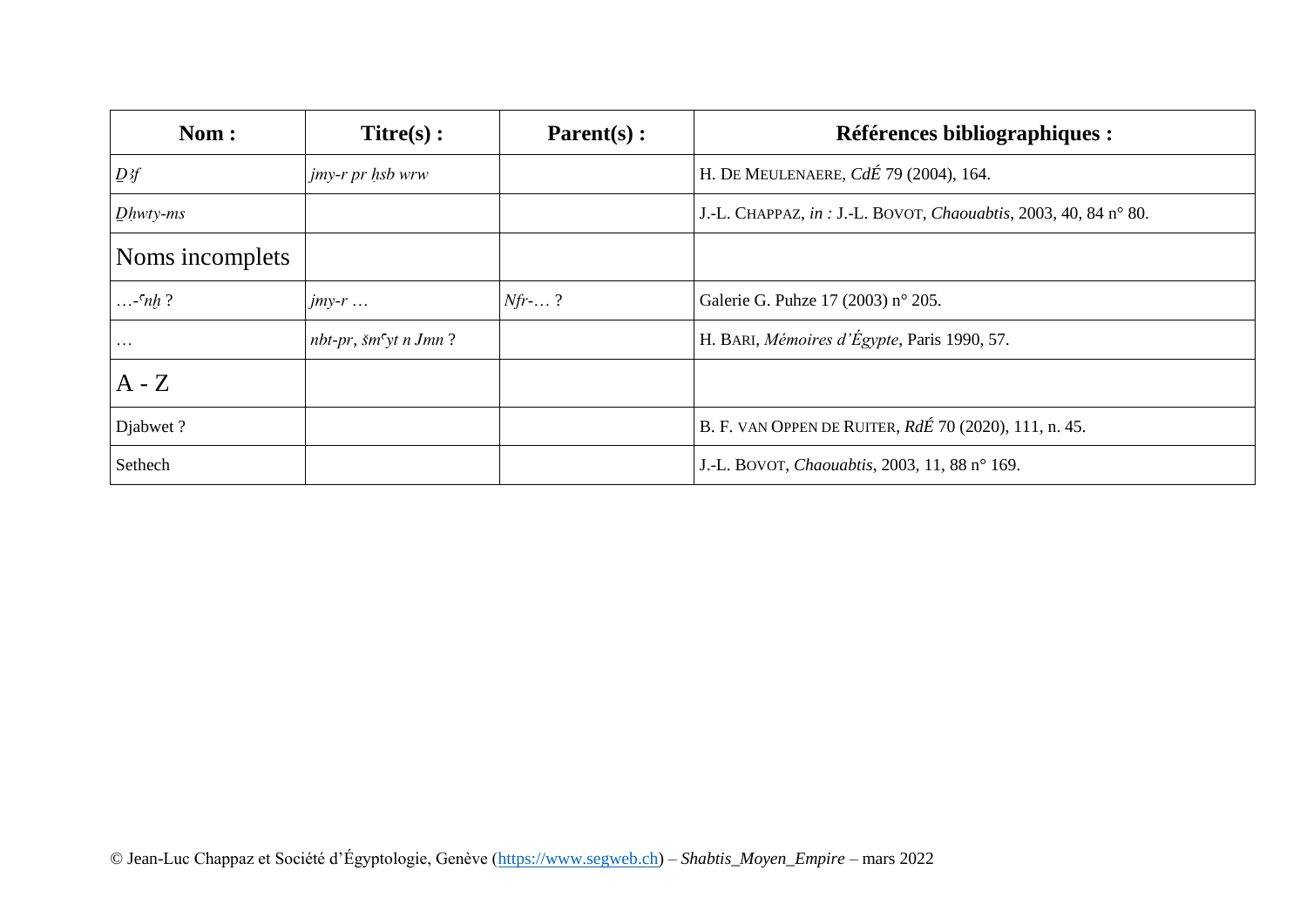| **Nom :** | **Titre(s) :** | **Parent(s) :** | **Références bibliographiques :** |
|---|---|---|---|
| *Ḏ3f* | *jmy-r pr ḥsb wrw* | | H. DE MEULENAERE, *CdÉ* 79 (2004), 164. |
| *Ḏḥwty-ms* | | | J.-L. CHAPPAZ, *in :* J.-L. BOVOT, *Chaouabtis*, 2003, 40, 84 n° 80. |
| Noms incomplets | | | |
| …-*ʿnḫ* ? | *jmy-r* … | *Nfr-*… ? | Galerie G. Puhze 17 (2003) n° 205. |
| … | *nbt-pr*, *šmʿyt n Jmn* ? | | H. BARI, *Mémoires d'Égypte*, Paris 1990, 57. |
| A - Z | | | |
| Djabwet ? | | | B. F. VAN OPPEN DE RUITER, *RdÉ* 70 (2020), 111, n. 45. |
| Sethech | | | J.-L. BOVOT, *Chaouabtis*, 2003, 11, 88 n° 169. |

© Jean-Luc Chappaz et Société d'Égyptologie, Genève (https://www.segweb.ch) – *Shabtis_Moyen_Empire* – mars 2022